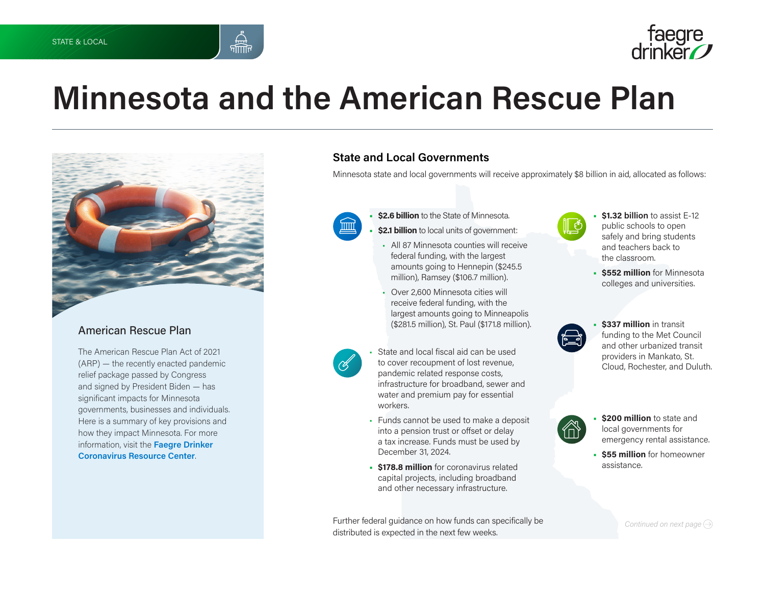STATE & LOCAL

# Minnesota and the American Rescue Plan

## American Rescue Plan

The American Rescue Plan Act of 2021 (ARP) — the recently enacted pandemic relief package passed by Congress and signed by President Biden — has significant impacts for Minnesota governments, businesses and individuals. Here is a summary of key provisions and how they impact Minnesota. For more information, visit the **Faegre Drinker Coronavirus Resource Center**.

## State and Local Governments

Minnesota state and local governments will receive approximately $8 billion in aid, allocated as follows:

- **$2.6 billion** to the State of Minnesota.
- **$2.1 billion** to local units of government:
  - All 87 Minnesota counties will receive federal funding, with the largest amounts going to Hennepin ($245.5 million), Ramsey ($106.7 million).
  - Over 2,600 Minnesota cities will receive federal funding, with the largest amounts going to Minneapolis ($281.5 million), St. Paul ($171.8 million).

- State and local fiscal aid can be used to cover recoupment of lost revenue, pandemic related response costs, infrastructure for broadband, sewer and water and premium pay for essential workers.
- Funds cannot be used to make a deposit into a pension trust or offset or delay a tax increase. Funds must be used by December 31, 2024.
- **$178.8 million** for coronavirus related capital projects, including broadband and other necessary infrastructure.

- **$1.32 billion** to assist E-12 public schools to open safely and bring students and teachers back to the classroom.
- **$552 million** for Minnesota colleges and universities.

- **$337 million** in transit funding to the Met Council and other urbanized transit providers in Mankato, St. Cloud, Rochester, and Duluth.

- **$200 million** to state and local governments for emergency rental assistance.
- **$55 million** for homeowner assistance.

Further federal guidance on how funds can specifically be distributed is expected in the next few weeks.

*Continued on next page*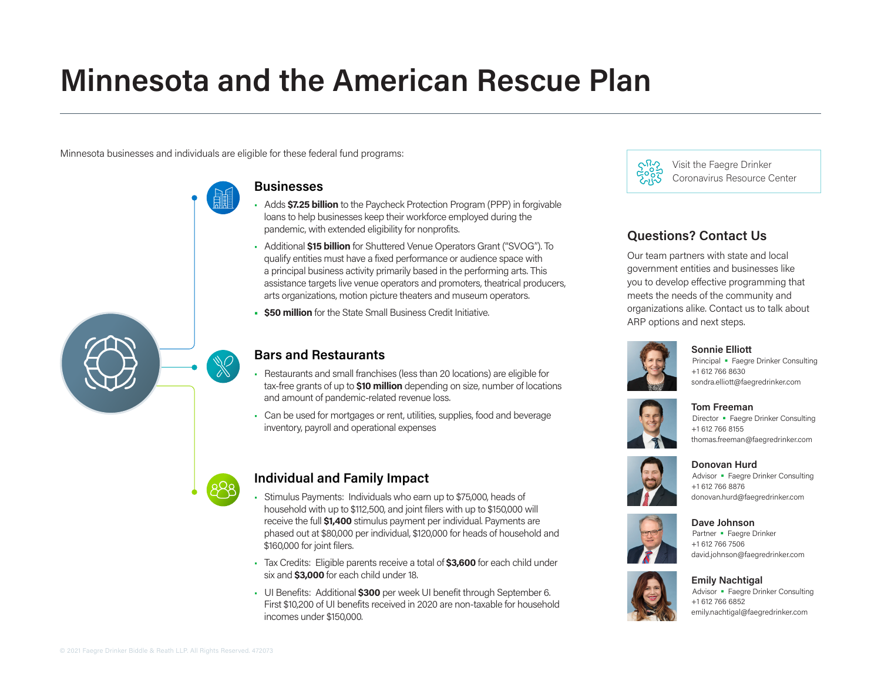# Minnesota and the American Rescue Plan

Minnesota businesses and individuals are eligible for these federal fund programs:

## Businesses

- Adds **$7.25 billion** to the Paycheck Protection Program (PPP) in forgivable loans to help businesses keep their workforce employed during the pandemic, with extended eligibility for nonprofits.
- Additional **$15 billion** for Shuttered Venue Operators Grant ("SVOG"). To qualify entities must have a fixed performance or audience space with a principal business activity primarily based in the performing arts. This assistance targets live venue operators and promoters, theatrical producers, arts organizations, motion picture theaters and museum operators.
- **$50 million** for the State Small Business Credit Initiative.

## Bars and Restaurants

- Restaurants and small franchises (less than 20 locations) are eligible for tax-free grants of up to **$10 million** depending on size, number of locations and amount of pandemic-related revenue loss.
- Can be used for mortgages or rent, utilities, supplies, food and beverage inventory, payroll and operational expenses

## Individual and Family Impact

- Stimulus Payments: Individuals who earn up to $75,000, heads of household with up to $112,500, and joint filers with up to $150,000 will receive the full **$1,400** stimulus payment per individual. Payments are phased out at $80,000 per individual, $120,000 for heads of household and $160,000 for joint filers.
- Tax Credits: Eligible parents receive a total of **$3,600** for each child under six and **$3,000** for each child under 18.
- UI Benefits: Additional **$300** per week UI benefit through September 6. First $10,200 of UI benefits received in 2020 are non-taxable for household incomes under $150,000.

Visit the Faegre Drinker Coronavirus Resource Center

## Questions? Contact Us

Our team partners with state and local government entities and businesses like you to develop effective programming that meets the needs of the community and organizations alike. Contact us to talk about ARP options and next steps.

**Sonnie Elliott**
Principal ▪ Faegre Drinker Consulting
+1 612 766 8630
sondra.elliott@faegredrinker.com

**Tom Freeman**
Director ▪ Faegre Drinker Consulting
+1 612 766 8155
thomas.freeman@faegredrinker.com

**Donovan Hurd**
Advisor ▪ Faegre Drinker Consulting
+1 612 766 8876
donovan.hurd@faegredrinker.com

**Dave Johnson**
Partner ▪ Faegre Drinker
+1 612 766 7506
david.johnson@faegredrinker.com

**Emily Nachtigal**
Advisor ▪ Faegre Drinker Consulting
+1 612 766 6852
emily.nachtigal@faegredrinker.com

© 2021 Faegre Drinker Biddle & Reath LLP. All Rights Reserved. 472073